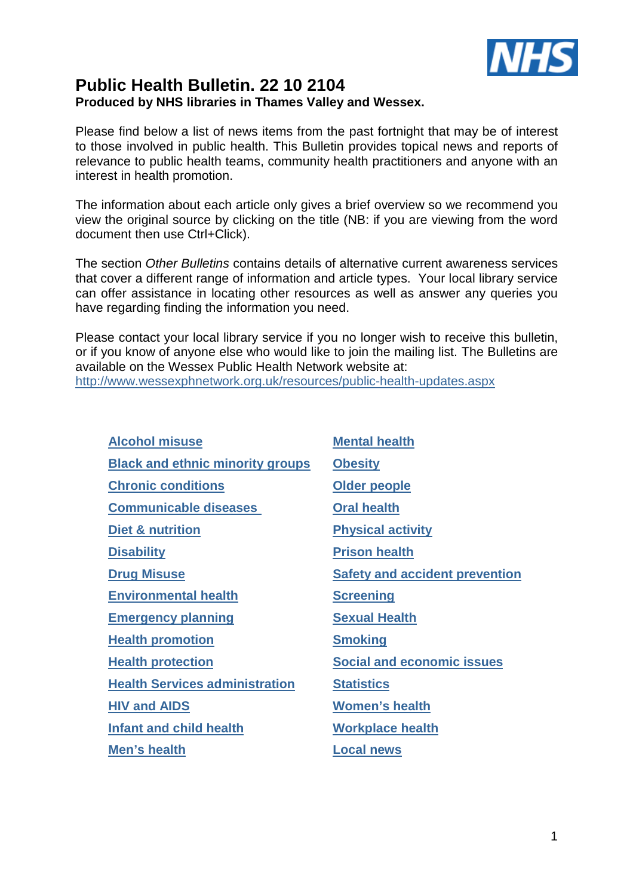# Public Health Bulletin. 22 10 2104

**Produced by NHS libraries in Thames Valley and Wessex.**

Please find below a list of news items from the past fortnight that may be of interest to those involved in public health. This Bulletin provides topical news and reports of relevance to public health teams, community health practitioners and anyone with an interest in health promotion.

The information about each article only gives a brief overview so we recommend you view the original source by clicking on the title (NB: if you are viewing from the word document then use Ctrl+Click).

The section *Other Bulletins* contains details of alternative current awareness services that cover a different range of information and article types. Your local library service can offer assistance in locating other resources as well as answer any queries you have regarding finding the information you need.

Please contact your local library service if you no longer wish to receive this bulletin, or if you know of anyone else who would like to join the mailing list. The Bulletins are available on the Wessex Public Health Network website at:
http://www.wessexphnetwork.org.uk/resources/public-health-updates.aspx

- **Alcohol misuse**
- **Black and ethnic minority groups**
- **Chronic conditions**
- **Communicable diseases**
- **Diet & nutrition**
- **Disability**
- **Drug Misuse**
- **Environmental health**
- **Emergency planning**
- **Health promotion**
- **Health protection**
- **Health Services administration**
- **HIV and AIDS**
- **Infant and child health**
- **Men's health**
- **Mental health**
- **Obesity**
- **Older people**
- **Oral health**
- **Physical activity**
- **Prison health**
- **Safety and accident prevention**
- **Screening**
- **Sexual Health**
- **Smoking**
- **Social and economic issues**
- **Statistics**
- **Women's health**
- **Workplace health**
- **Local news**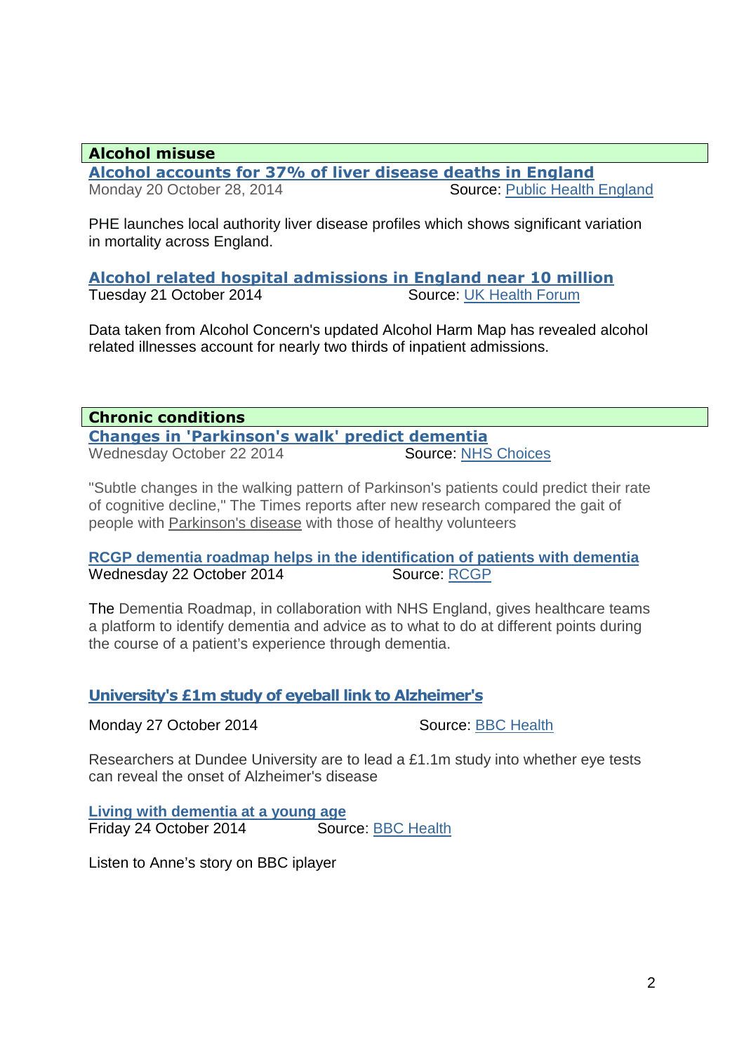## Alcohol misuse

**Alcohol accounts for 37% of liver disease deaths in England**

Monday 20 October 28, 2014 Source: Public Health England

PHE launches local authority liver disease profiles which shows significant variation in mortality across England.

**Alcohol related hospital admissions in England near 10 million**

Tuesday 21 October 2014 Source: UK Health Forum

Data taken from Alcohol Concern's updated Alcohol Harm Map has revealed alcohol related illnesses account for nearly two thirds of inpatient admissions.

## Chronic conditions

**Changes in 'Parkinson's walk' predict dementia**

Wednesday October 22 2014 Source: NHS Choices

"Subtle changes in the walking pattern of Parkinson's patients could predict their rate of cognitive decline," The Times reports after new research compared the gait of people with Parkinson's disease with those of healthy volunteers

**RCGP dementia roadmap helps in the identification of patients with dementia**

Wednesday 22 October 2014 Source: RCGP

The Dementia Roadmap, in collaboration with NHS England, gives healthcare teams a platform to identify dementia and advice as to what to do at different points during the course of a patient's experience through dementia.

**University's £1m study of eyeball link to Alzheimer's**

Monday 27 October 2014 Source: BBC Health

Researchers at Dundee University are to lead a £1.1m study into whether eye tests can reveal the onset of Alzheimer's disease

**Living with dementia at a young age**

Friday 24 October 2014 Source: BBC Health

Listen to Anne's story on BBC iplayer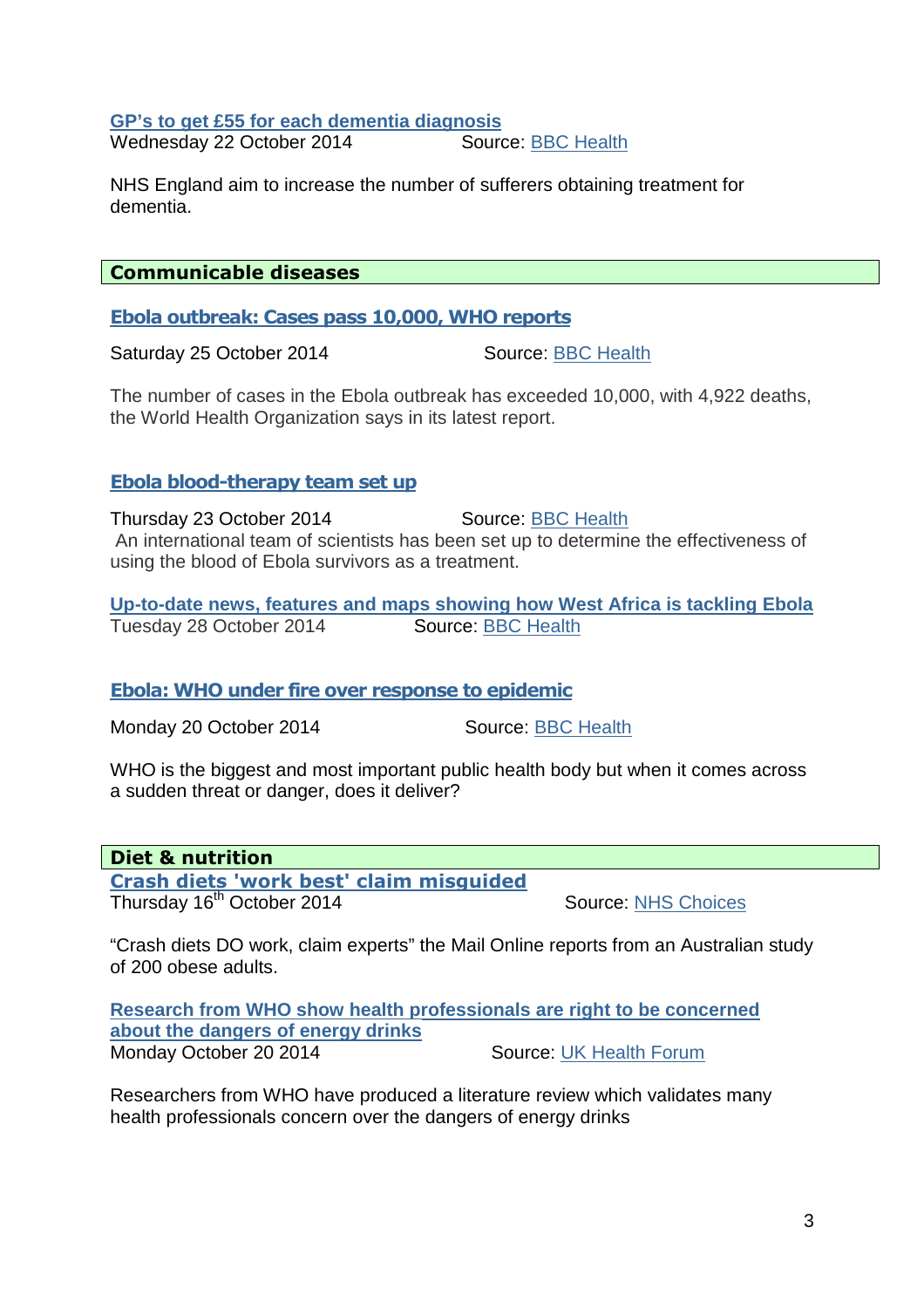**GP's to get £55 for each dementia diagnosis**
Wednesday 22 October 2014 Source: BBC Health

NHS England aim to increase the number of sufferers obtaining treatment for dementia.

## Communicable diseases

**Ebola outbreak: Cases pass 10,000, WHO reports**

Saturday 25 October 2014 Source: BBC Health

The number of cases in the Ebola outbreak has exceeded 10,000, with 4,922 deaths, the World Health Organization says in its latest report.

**Ebola blood-therapy team set up**

Thursday 23 October 2014 Source: BBC Health
An international team of scientists has been set up to determine the effectiveness of using the blood of Ebola survivors as a treatment.

**Up-to-date news, features and maps showing how West Africa is tackling Ebola**
Tuesday 28 October 2014 Source: BBC Health

**Ebola: WHO under fire over response to epidemic**

Monday 20 October 2014 Source: BBC Health

WHO is the biggest and most important public health body but when it comes across a sudden threat or danger, does it deliver?

## Diet & nutrition

**Crash diets 'work best' claim misguided**
Thursday 16th October 2014 Source: NHS Choices

"Crash diets DO work, claim experts" the Mail Online reports from an Australian study of 200 obese adults.

**Research from WHO show health professionals are right to be concerned about the dangers of energy drinks**
Monday October 20 2014 Source: UK Health Forum

Researchers from WHO have produced a literature review which validates many health professionals concern over the dangers of energy drinks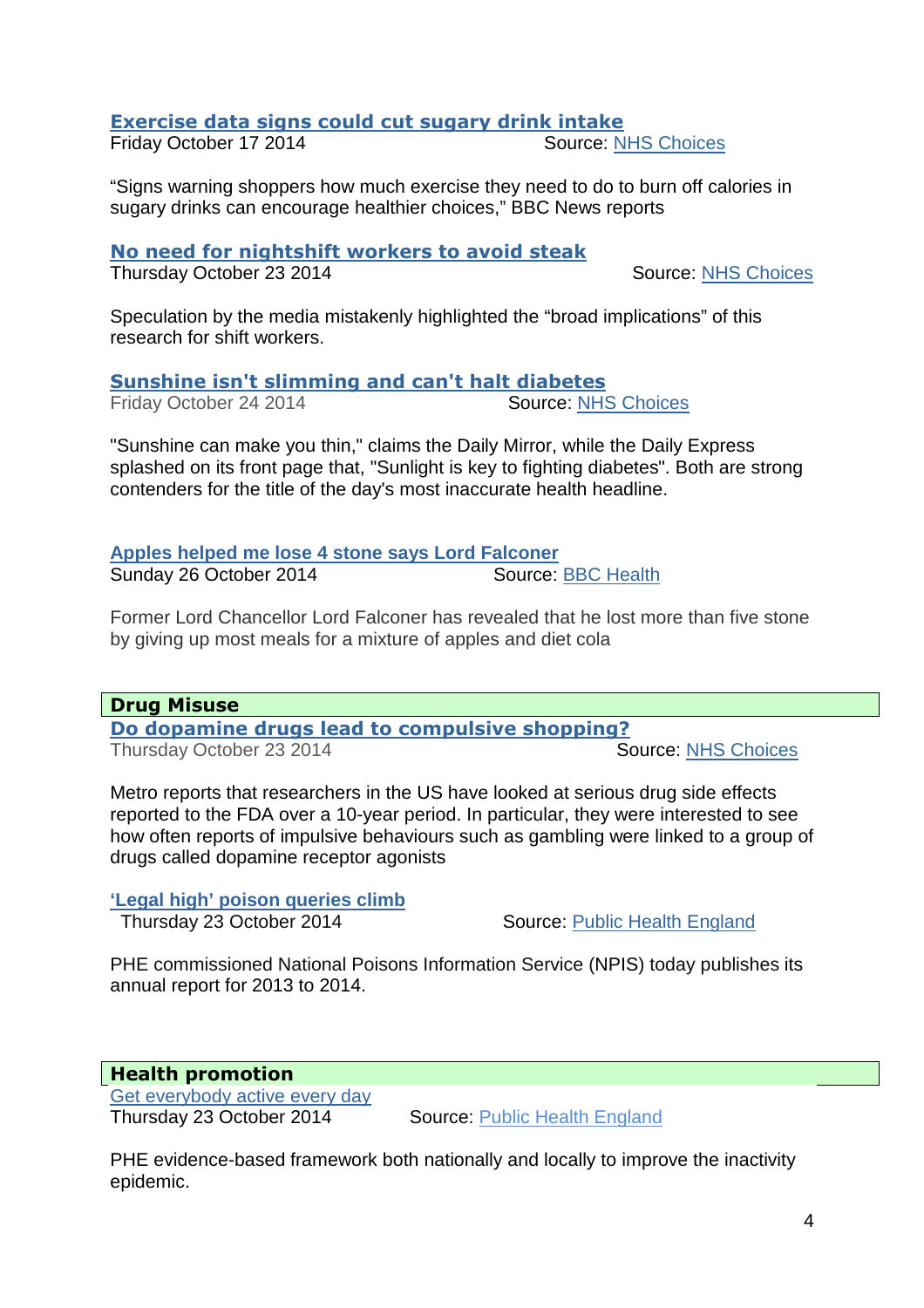**[Exercise data signs could cut sugary drink intake]()**
Friday October 17 2014 Source: [NHS Choices]()

"Signs warning shoppers how much exercise they need to do to burn off calories in sugary drinks can encourage healthier choices," BBC News reports

**[No need for nightshift workers to avoid steak]()**
Thursday October 23 2014 Source: [NHS Choices]()

Speculation by the media mistakenly highlighted the "broad implications" of this research for shift workers.

**[Sunshine isn't slimming and can't halt diabetes]()**
Friday October 24 2014 Source: [NHS Choices]()

"Sunshine can make you thin," claims the Daily Mirror, while the Daily Express splashed on its front page that, "Sunlight is key to fighting diabetes". Both are strong contenders for the title of the day's most inaccurate health headline.

**[Apples helped me lose 4 stone says Lord Falconer]()**
Sunday 26 October 2014 Source: [BBC Health]()

Former Lord Chancellor Lord Falconer has revealed that he lost more than five stone by giving up most meals for a mixture of apples and diet cola

## Drug Misuse

**[Do dopamine drugs lead to compulsive shopping?]()**
Thursday October 23 2014 Source: [NHS Choices]()

Metro reports that researchers in the US have looked at serious drug side effects reported to the FDA over a 10-year period. In particular, they were interested to see how often reports of impulsive behaviours such as gambling were linked to a group of drugs called dopamine receptor agonists

**['Legal high' poison queries climb]()**
Thursday 23 October 2014 Source: [Public Health England]()

PHE commissioned National Poisons Information Service (NPIS) today publishes its annual report for 2013 to 2014.

## Health promotion

[Get everybody active every day]()
Thursday 23 October 2014 Source: [Public Health England]()

PHE evidence-based framework both nationally and locally to improve the inactivity epidemic.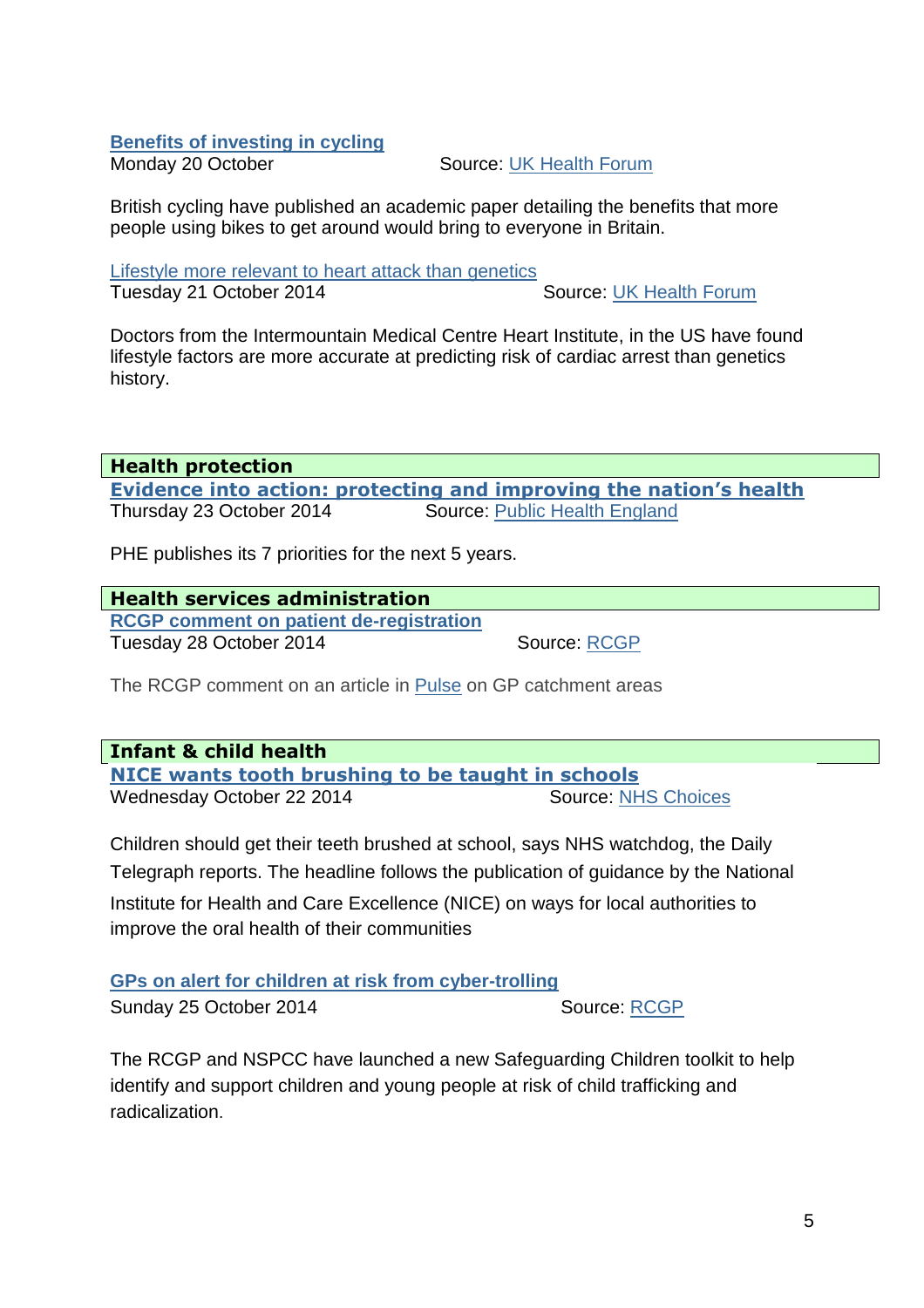**Benefits of investing in cycling**
Monday 20 October Source: UK Health Forum

British cycling have published an academic paper detailing the benefits that more people using bikes to get around would bring to everyone in Britain.

Lifestyle more relevant to heart attack than genetics
Tuesday 21 October 2014 Source: UK Health Forum

Doctors from the Intermountain Medical Centre Heart Institute, in the US have found lifestyle factors are more accurate at predicting risk of cardiac arrest than genetics history.

## Health protection

**Evidence into action: protecting and improving the nation's health**
Thursday 23 October 2014 Source: Public Health England

PHE publishes its 7 priorities for the next 5 years.

## Health services administration

**RCGP comment on patient de-registration**
Tuesday 28 October 2014 Source: RCGP

The RCGP comment on an article in Pulse on GP catchment areas

## Infant & child health

**NICE wants tooth brushing to be taught in schools**
Wednesday October 22 2014 Source: NHS Choices

Children should get their teeth brushed at school, says NHS watchdog, the Daily Telegraph reports. The headline follows the publication of guidance by the National Institute for Health and Care Excellence (NICE) on ways for local authorities to improve the oral health of their communities

**GPs on alert for children at risk from cyber-trolling**
Sunday 25 October 2014 Source: RCGP

The RCGP and NSPCC have launched a new Safeguarding Children toolkit to help identify and support children and young people at risk of child trafficking and radicalization.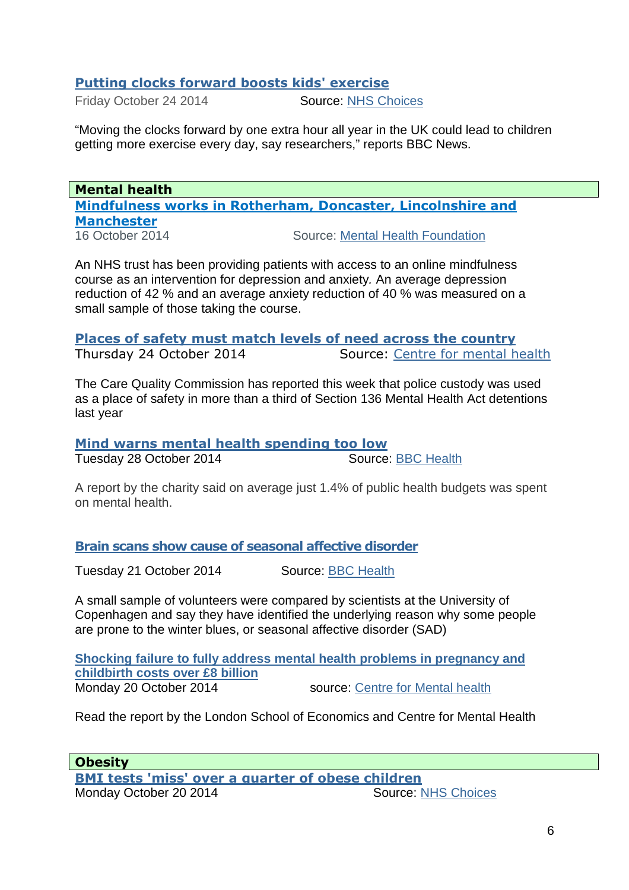**Putting clocks forward boosts kids' exercise**

Friday October 24 2014 Source: NHS Choices

“Moving the clocks forward by one extra hour all year in the UK could lead to children getting more exercise every day, say researchers,” reports BBC News.

## Mental health

**Mindfulness works in Rotherham, Doncaster, Lincolnshire and Manchester**

16 October 2014 Source: Mental Health Foundation

An NHS trust has been providing patients with access to an online mindfulness course as an intervention for depression and anxiety. An average depression reduction of 42 % and an average anxiety reduction of 40 % was measured on a small sample of those taking the course.

**Places of safety must match levels of need across the country**

Thursday 24 October 2014 Source: Centre for mental health

The Care Quality Commission has reported this week that police custody was used as a place of safety in more than a third of Section 136 Mental Health Act detentions last year

**Mind warns mental health spending too low**

Tuesday 28 October 2014 Source: BBC Health

A report by the charity said on average just 1.4% of public health budgets was spent on mental health.

**Brain scans show cause of seasonal affective disorder**

Tuesday 21 October 2014 Source: BBC Health

A small sample of volunteers were compared by scientists at the University of Copenhagen and say they have identified the underlying reason why some people are prone to the winter blues, or seasonal affective disorder (SAD)

**Shocking failure to fully address mental health problems in pregnancy and childbirth costs over £8 billion**

Monday 20 October 2014 source: Centre for Mental health

Read the report by the London School of Economics and Centre for Mental Health

## Obesity

**BMI tests 'miss' over a quarter of obese children**

Monday October 20 2014 Source: NHS Choices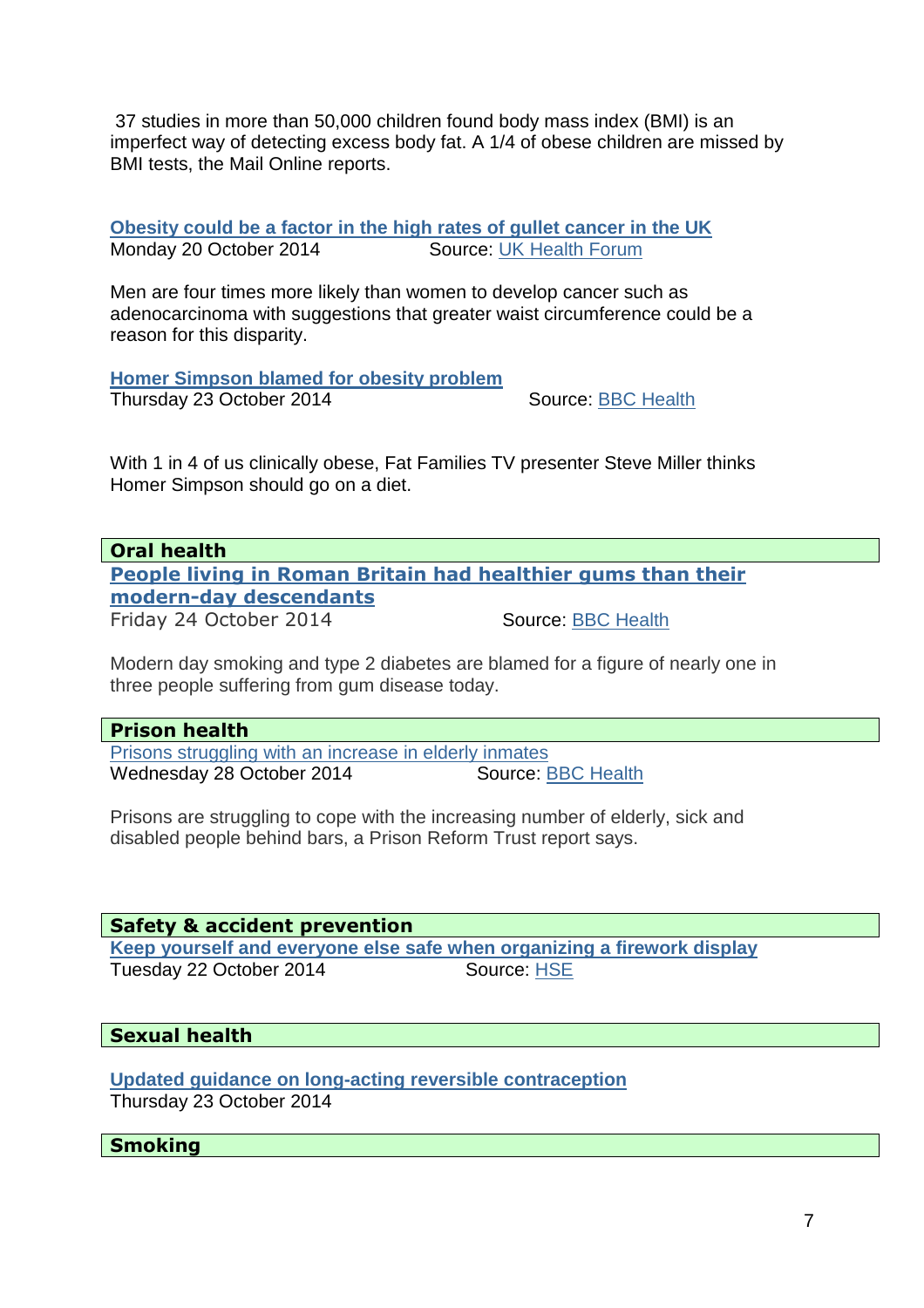37 studies in more than 50,000 children found body mass index (BMI) is an imperfect way of detecting excess body fat. A 1/4 of obese children are missed by BMI tests, the Mail Online reports.

**Obesity could be a factor in the high rates of gullet cancer in the UK**
Monday 20 October 2014 Source: UK Health Forum

Men are four times more likely than women to develop cancer such as adenocarcinoma with suggestions that greater waist circumference could be a reason for this disparity.

**Homer Simpson blamed for obesity problem**
Thursday 23 October 2014 Source: BBC Health

With 1 in 4 of us clinically obese, Fat Families TV presenter Steve Miller thinks Homer Simpson should go on a diet.

## Oral health

**People living in Roman Britain had healthier gums than their modern-day descendants**
Friday 24 October 2014 Source: BBC Health

Modern day smoking and type 2 diabetes are blamed for a figure of nearly one in three people suffering from gum disease today.

## Prison health

Prisons struggling with an increase in elderly inmates
Wednesday 28 October 2014 Source: BBC Health

Prisons are struggling to cope with the increasing number of elderly, sick and disabled people behind bars, a Prison Reform Trust report says.

## Safety & accident prevention

**Keep yourself and everyone else safe when organizing a firework display**
Tuesday 22 October 2014 Source: HSE

## Sexual health

**Updated guidance on long-acting reversible contraception**
Thursday 23 October 2014

## Smoking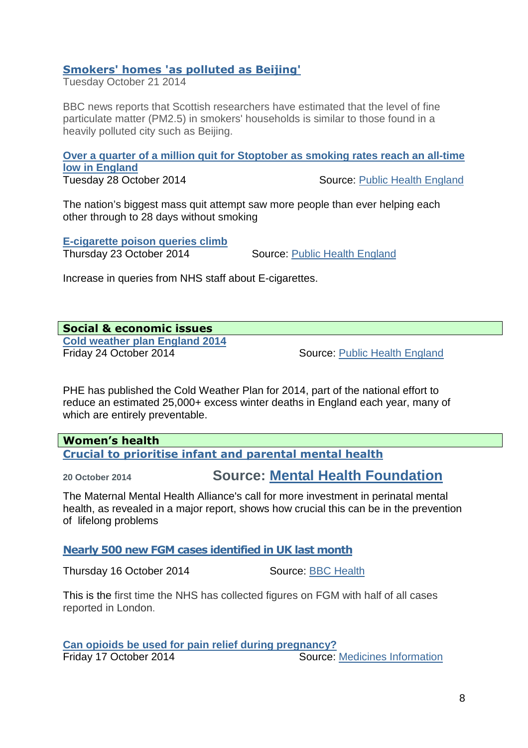**Smokers' homes 'as polluted as Beijing'**
Tuesday October 21 2014

BBC news reports that Scottish researchers have estimated that the level of fine particulate matter (PM2.5) in smokers' households is similar to those found in a heavily polluted city such as Beijing.

**Over a quarter of a million quit for Stoptober as smoking rates reach an all-time low in England**
Tuesday 28 October 2014 Source: Public Health England

The nation's biggest mass quit attempt saw more people than ever helping each other through to 28 days without smoking

**E-cigarette poison queries climb**
Thursday 23 October 2014 Source: Public Health England

Increase in queries from NHS staff about E-cigarettes.

## Social & economic issues

**Cold weather plan England 2014**
Friday 24 October 2014 Source: Public Health England

PHE has published the Cold Weather Plan for 2014, part of the national effort to reduce an estimated 25,000+ excess winter deaths in England each year, many of which are entirely preventable.

## Women's health

**Crucial to prioritise infant and parental mental health**

**20 October 2014** **Source: Mental Health Foundation**

The Maternal Mental Health Alliance's call for more investment in perinatal mental health, as revealed in a major report, shows how crucial this can be in the prevention of lifelong problems

**Nearly 500 new FGM cases identified in UK last month**

Thursday 16 October 2014 Source: BBC Health

This is the first time the NHS has collected figures on FGM with half of all cases reported in London.

**Can opioids be used for pain relief during pregnancy?**
Friday 17 October 2014 Source: Medicines Information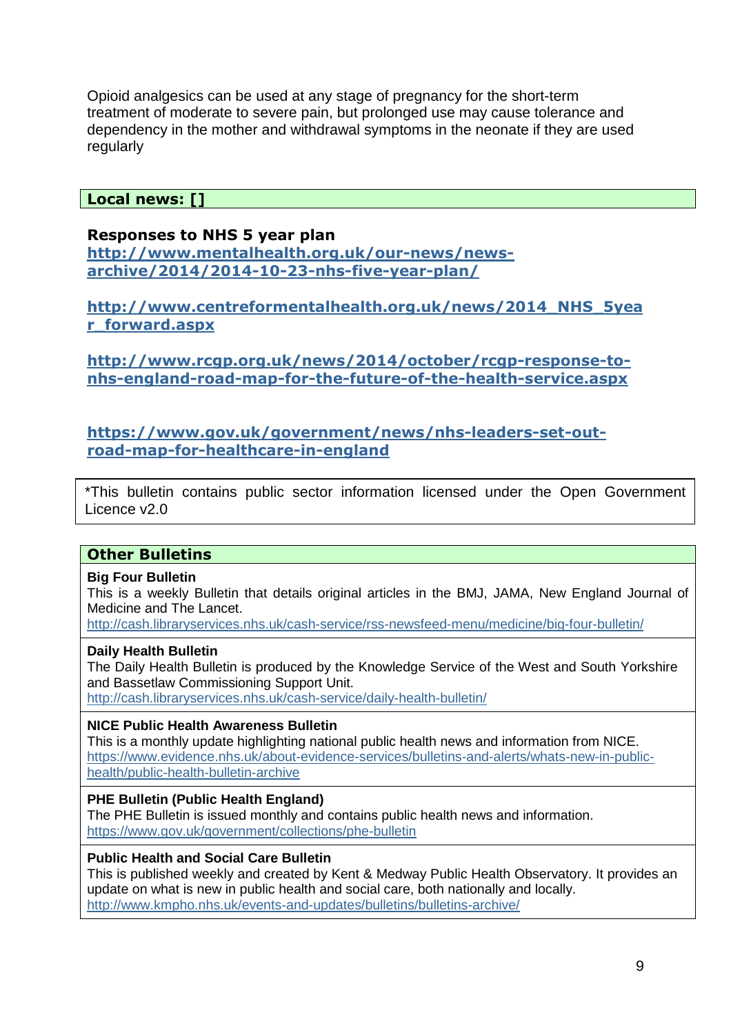Opioid analgesics can be used at any stage of pregnancy for the short-term treatment of moderate to severe pain, but prolonged use may cause tolerance and dependency in the mother and withdrawal symptoms in the neonate if they are used regularly

## Local news: []

**Responses to NHS 5 year plan**

**[http://www.mentalhealth.org.uk/our-news/news-archive/2014/2014-10-23-nhs-five-year-plan/](http://www.mentalhealth.org.uk/our-news/news-archive/2014/2014-10-23-nhs-five-year-plan/)**

**[http://www.centreformentalhealth.org.uk/news/2014_NHS_5year_forward.aspx](http://www.centreformentalhealth.org.uk/news/2014_NHS_5year_forward.aspx)**

**[http://www.rcgp.org.uk/news/2014/october/rcgp-response-to-nhs-england-road-map-for-the-future-of-the-health-service.aspx](http://www.rcgp.org.uk/news/2014/october/rcgp-response-to-nhs-england-road-map-for-the-future-of-the-health-service.aspx)**

**[https://www.gov.uk/government/news/nhs-leaders-set-out-road-map-for-healthcare-in-england](https://www.gov.uk/government/news/nhs-leaders-set-out-road-map-for-healthcare-in-england)**

*This bulletin contains public sector information licensed under the Open Government Licence v2.0

## Other Bulletins

**Big Four Bulletin**
This is a weekly Bulletin that details original articles in the BMJ, JAMA, New England Journal of Medicine and The Lancet.
[http://cash.libraryservices.nhs.uk/cash-service/rss-newsfeed-menu/medicine/big-four-bulletin/](http://cash.libraryservices.nhs.uk/cash-service/rss-newsfeed-menu/medicine/big-four-bulletin/)

**Daily Health Bulletin**
The Daily Health Bulletin is produced by the Knowledge Service of the West and South Yorkshire and Bassetlaw Commissioning Support Unit.
[http://cash.libraryservices.nhs.uk/cash-service/daily-health-bulletin/](http://cash.libraryservices.nhs.uk/cash-service/daily-health-bulletin/)

**NICE Public Health Awareness Bulletin**
This is a monthly update highlighting national public health news and information from NICE.
[https://www.evidence.nhs.uk/about-evidence-services/bulletins-and-alerts/whats-new-in-public-health/public-health-bulletin-archive](https://www.evidence.nhs.uk/about-evidence-services/bulletins-and-alerts/whats-new-in-public-health/public-health-bulletin-archive)

**PHE Bulletin (Public Health England)**
The PHE Bulletin is issued monthly and contains public health news and information.
[https://www.gov.uk/government/collections/phe-bulletin](https://www.gov.uk/government/collections/phe-bulletin)

**Public Health and Social Care Bulletin**
This is published weekly and created by Kent & Medway Public Health Observatory. It provides an update on what is new in public health and social care, both nationally and locally.
[http://www.kmpho.nhs.uk/events-and-updates/bulletins/bulletins-archive/](http://www.kmpho.nhs.uk/events-and-updates/bulletins/bulletins-archive/)